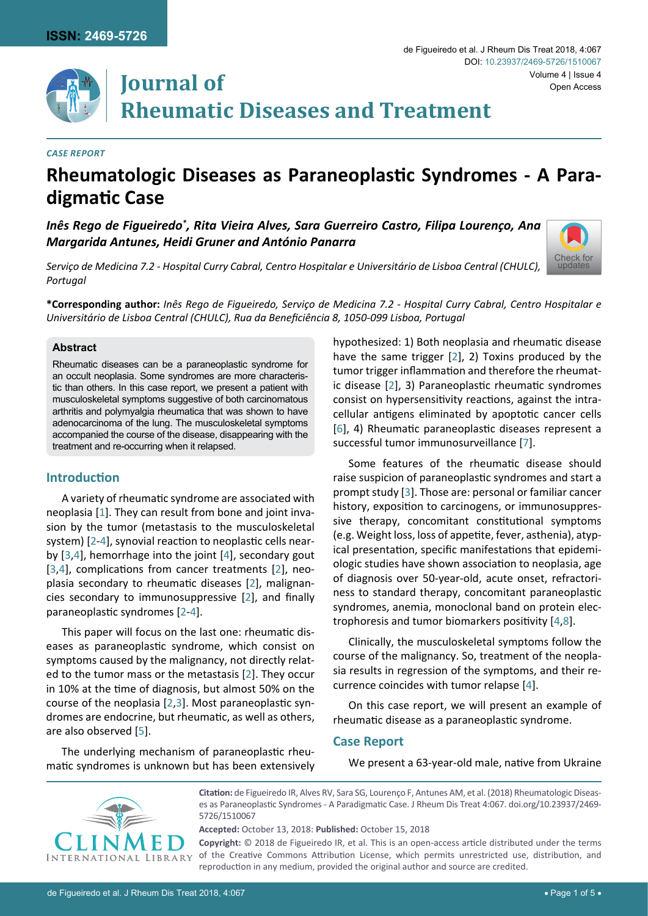*CASE REPORT*

# Rheumatologic Diseases as Paraneoplastic Syndromes - A Paradigmatic Case

***Inês Rego de Figueiredo*\*, Rita Vieira Alves, Sara Guerreiro Castro, Filipa Lourenço, Ana Margarida Antunes, Heidi Gruner and António Panarra***

*Serviço de Medicina 7.2 - Hospital Curry Cabral, Centro Hospitalar e Universitário de Lisboa Central (CHULC), Portugal*

**\*Corresponding author:** *Inês Rego de Figueiredo, Serviço de Medicina 7.2 - Hospital Curry Cabral, Centro Hospitalar e Universitário de Lisboa Central (CHULC), Rua da Beneficiência 8, 1050-099 Lisboa, Portugal*

### Abstract

Rheumatic diseases can be a paraneoplastic syndrome for an occult neoplasia. Some syndromes are more characteristic than others. In this case report, we present a patient with musculoskeletal symptoms suggestive of both carcinomatous arthritis and polymyalgia rheumatica that was shown to have adenocarcinoma of the lung. The musculoskeletal symptoms accompanied the course of the disease, disappearing with the treatment and re-occurring when it relapsed.

## Introduction

A variety of rheumatic syndrome are associated with neoplasia [1]. They can result from bone and joint invasion by the tumor (metastasis to the musculoskeletal system) [2-4], synovial reaction to neoplastic cells nearby [3,4], hemorrhage into the joint [4], secondary gout [3,4], complications from cancer treatments [2], neoplasia secondary to rheumatic diseases [2], malignancies secondary to immunosuppressive [2], and finally paraneoplastic syndromes [2-4].

This paper will focus on the last one: rheumatic diseases as paraneoplastic syndrome, which consist on symptoms caused by the malignancy, not directly related to the tumor mass or the metastasis [2]. They occur in 10% at the time of diagnosis, but almost 50% on the course of the neoplasia [2,3]. Most paraneoplastic syndromes are endocrine, but rheumatic, as well as others, are also observed [5].

The underlying mechanism of paraneoplastic rheumatic syndromes is unknown but has been extensively hypothesized: 1) Both neoplasia and rheumatic disease have the same trigger [2], 2) Toxins produced by the tumor trigger inflammation and therefore the rheumatic disease [2], 3) Paraneoplastic rheumatic syndromes consist on hypersensitivity reactions, against the intracellular antigens eliminated by apoptotic cancer cells [6], 4) Rheumatic paraneoplastic diseases represent a successful tumor immunosurveillance [7].

Some features of the rheumatic disease should raise suspicion of paraneoplastic syndromes and start a prompt study [3]. Those are: personal or familiar cancer history, exposition to carcinogens, or immunosuppressive therapy, concomitant constitutional symptoms (e.g. Weight loss, loss of appetite, fever, asthenia), atypical presentation, specific manifestations that epidemiologic studies have shown association to neoplasia, age of diagnosis over 50-year-old, acute onset, refractoriness to standard therapy, concomitant paraneoplastic syndromes, anemia, monoclonal band on protein electrophoresis and tumor biomarkers positivity [4,8].

Clinically, the musculoskeletal symptoms follow the course of the malignancy. So, treatment of the neoplasia results in regression of the symptoms, and their recurrence coincides with tumor relapse [4].

On this case report, we will present an example of rheumatic disease as a paraneoplastic syndrome.

## Case Report

We present a 63-year-old male, native from Ukraine

**Citation:** de Figueiredo IR, Alves RV, Sara SG, Lourenço F, Antunes AM, et al. (2018) Rheumatologic Diseases as Paraneoplastic Syndromes - A Paradigmatic Case. J Rheum Dis Treat 4:067. doi.org/10.23937/2469-5726/1510067

**Accepted:** October 13, 2018: **Published:** October 15, 2018

**Copyright:** © 2018 de Figueiredo IR, et al. This is an open-access article distributed under the terms of the Creative Commons Attribution License, which permits unrestricted use, distribution, and reproduction in any medium, provided the original author and source are credited.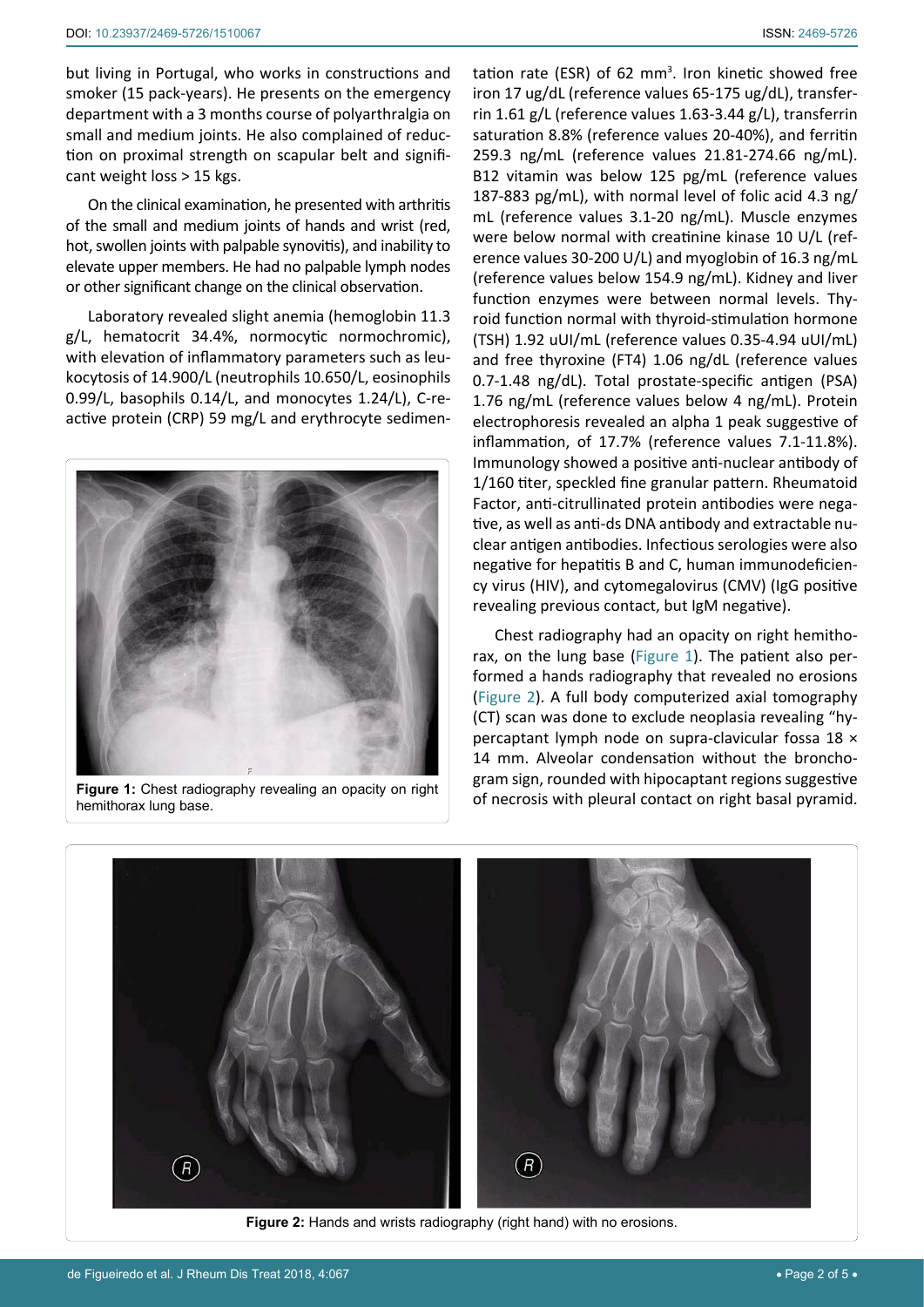but living in Portugal, who works in constructions and smoker (15 pack-years). He presents on the emergency department with a 3 months course of polyarthralgia on small and medium joints. He also complained of reduction on proximal strength on scapular belt and significant weight loss > 15 kgs.

On the clinical examination, he presented with arthritis of the small and medium joints of hands and wrist (red, hot, swollen joints with palpable synovitis), and inability to elevate upper members. He had no palpable lymph nodes or other significant change on the clinical observation.

Laboratory revealed slight anemia (hemoglobin 11.3 g/L, hematocrit 34.4%, normocytic normochromic), with elevation of inflammatory parameters such as leukocytosis of 14.900/L (neutrophils 10.650/L, eosinophils 0.99/L, basophils 0.14/L, and monocytes 1.24/L), C-reactive protein (CRP) 59 mg/L and erythrocyte sedimentation rate (ESR) of 62 mm$^3$. Iron kinetic showed free iron 17 ug/dL (reference values 65-175 ug/dL), transferrin 1.61 g/L (reference values 1.63-3.44 g/L), transferrin saturation 8.8% (reference values 20-40%), and ferritin 259.3 ng/mL (reference values 21.81-274.66 ng/mL). B12 vitamin was below 125 pg/mL (reference values 187-883 pg/mL), with normal level of folic acid 4.3 ng/mL (reference values 3.1-20 ng/mL). Muscle enzymes were below normal with creatinine kinase 10 U/L (reference values 30-200 U/L) and myoglobin of 16.3 ng/mL (reference values below 154.9 ng/mL). Kidney and liver function enzymes were between normal levels. Thyroid function normal with thyroid-stimulation hormone (TSH) 1.92 uUI/mL (reference values 0.35-4.94 uUI/mL) and free thyroxine (FT4) 1.06 ng/dL (reference values 0.7-1.48 ng/dL). Total prostate-specific antigen (PSA) 1.76 ng/mL (reference values below 4 ng/mL). Protein electrophoresis revealed an alpha 1 peak suggestive of inflammation, of 17.7% (reference values 7.1-11.8%). Immunology showed a positive anti-nuclear antibody of 1/160 titer, speckled fine granular pattern. Rheumatoid Factor, anti-citrullinated protein antibodies were negative, as well as anti-ds DNA antibody and extractable nuclear antigen antibodies. Infectious serologies were also negative for hepatitis B and C, human immunodeficiency virus (HIV), and cytomegalovirus (CMV) (IgG positive revealing previous contact, but IgM negative).

**Figure 1:** Chest radiography revealing an opacity on right hemithorax lung base.

Chest radiography had an opacity on right hemithorax, on the lung base (Figure 1). The patient also performed a hands radiography that revealed no erosions (Figure 2). A full body computerized axial tomography (CT) scan was done to exclude neoplasia revealing "hypercaptant lymph node on supra-clavicular fossa 18 × 14 mm. Alveolar condensation without the bronchogram sign, rounded with hipocaptant regions suggestive of necrosis with pleural contact on right basal pyramid.

**Figure 2:** Hands and wrists radiography (right hand) with no erosions.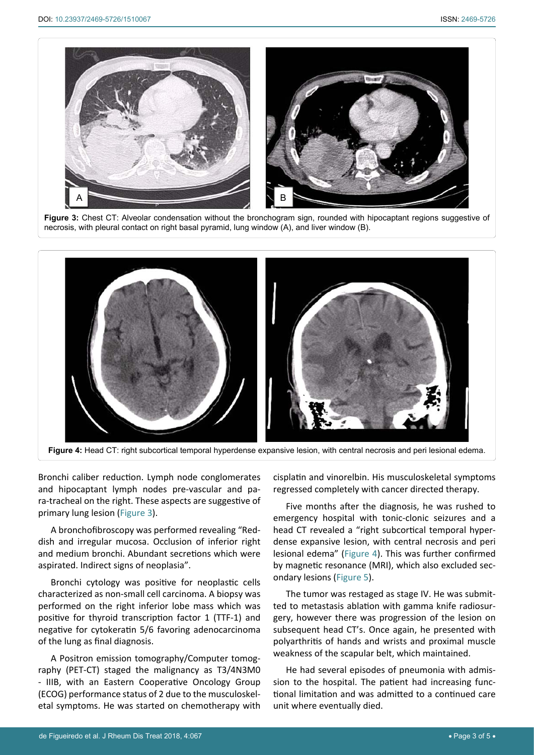**Figure 3:** Chest CT: Alveolar condensation without the bronchogram sign, rounded with hipocaptant regions suggestive of necrosis, with pleural contact on right basal pyramid, lung window (A), and liver window (B).

**Figure 4:** Head CT: right subcortical temporal hyperdense expansive lesion, with central necrosis and peri lesional edema.

Bronchi caliber reduction. Lymph node conglomerates and hipocaptant lymph nodes pre-vascular and para-tracheal on the right. These aspects are suggestive of primary lung lesion (Figure 3).

A bronchofibroscopy was performed revealing "Reddish and irregular mucosa. Occlusion of inferior right and medium bronchi. Abundant secretions which were aspirated. Indirect signs of neoplasia".

Bronchi cytology was positive for neoplastic cells characterized as non-small cell carcinoma. A biopsy was performed on the right inferior lobe mass which was positive for thyroid transcription factor 1 (TTF-1) and negative for cytokeratin 5/6 favoring adenocarcinoma of the lung as final diagnosis.

A Positron emission tomography/Computer tomography (PET-CT) staged the malignancy as T3/4N3M0 - IIIB, with an Eastern Cooperative Oncology Group (ECOG) performance status of 2 due to the musculoskeletal symptoms. He was started on chemotherapy with cisplatin and vinorelbin. His musculoskeletal symptoms regressed completely with cancer directed therapy.

Five months after the diagnosis, he was rushed to emergency hospital with tonic-clonic seizures and a head CT revealed a "right subcortical temporal hyperdense expansive lesion, with central necrosis and peri lesional edema" (Figure 4). This was further confirmed by magnetic resonance (MRI), which also excluded secondary lesions (Figure 5).

The tumor was restaged as stage IV. He was submitted to metastasis ablation with gamma knife radiosurgery, however there was progression of the lesion on subsequent head CT's. Once again, he presented with polyarthritis of hands and wrists and proximal muscle weakness of the scapular belt, which maintained.

He had several episodes of pneumonia with admission to the hospital. The patient had increasing functional limitation and was admitted to a continued care unit where eventually died.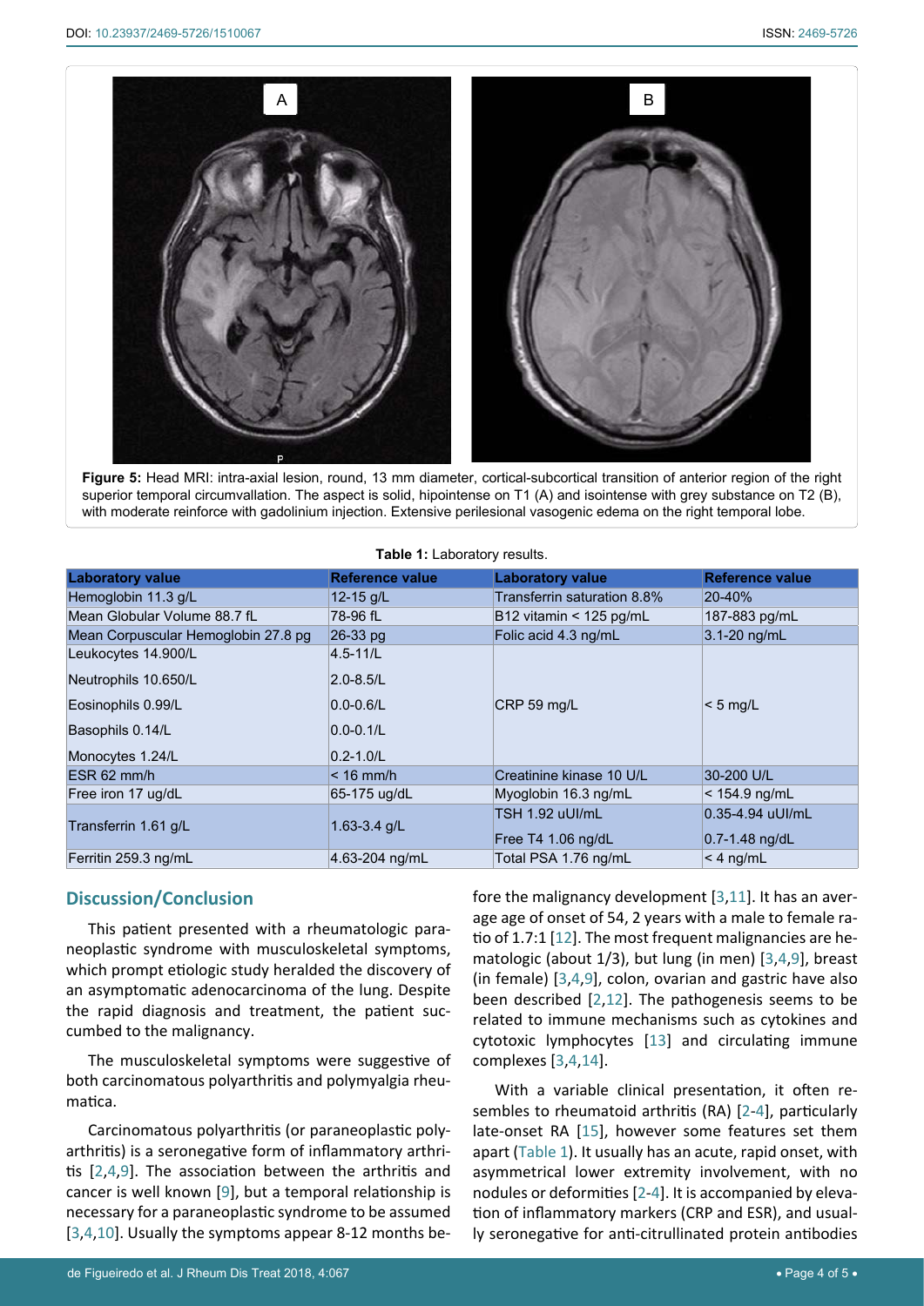**Figure 5:** Head MRI: intra-axial lesion, round, 13 mm diameter, cortical-subcortical transition of anterior region of the right superior temporal circumvallation. The aspect is solid, hipointense on T1 (A) and isointense with grey substance on T2 (B), with moderate reinforce with gadolinium injection. Extensive perilesional vasogenic edema on the right temporal lobe.

**Table 1:** Laboratory results.

| Laboratory value | Reference value | Laboratory value | Reference value |
|---|---|---|---|
| Hemoglobin 11.3 g/L | 12-15 g/L | Transferrin saturation 8.8% | 20-40% |
| Mean Globular Volume 88.7 fL | 78-96 fL | B12 vitamin < 125 pg/mL | 187-883 pg/mL |
| Mean Corpuscular Hemoglobin 27.8 pg | 26-33 pg | Folic acid 4.3 ng/mL | 3.1-20 ng/mL |
| Leukocytes 14.900/L | 4.5-11/L | CRP 59 mg/L | < 5 mg/L |
| Neutrophils 10.650/L | 2.0-8.5/L | | |
| Eosinophils 0.99/L | 0.0-0.6/L | | |
| Basophils 0.14/L | 0.0-0.1/L | | |
| Monocytes 1.24/L | 0.2-1.0/L | | |
| ESR 62 mm/h | < 16 mm/h | Creatinine kinase 10 U/L | 30-200 U/L |
| Free iron 17 ug/dL | 65-175 ug/dL | Myoglobin 16.3 ng/mL | < 154.9 ng/mL |
| Transferrin 1.61 g/L | 1.63-3.4 g/L | TSH 1.92 uUI/mL | 0.35-4.94 uUI/mL |
| | | Free T4 1.06 ng/dL | 0.7-1.48 ng/dL |
| Ferritin 259.3 ng/mL | 4.63-204 ng/mL | Total PSA 1.76 ng/mL | < 4 ng/mL |

## Discussion/Conclusion

This patient presented with a rheumatologic paraneoplastic syndrome with musculoskeletal symptoms, which prompt etiologic study heralded the discovery of an asymptomatic adenocarcinoma of the lung. Despite the rapid diagnosis and treatment, the patient succumbed to the malignancy.

The musculoskeletal symptoms were suggestive of both carcinomatous polyarthritis and polymyalgia rheumatica.

Carcinomatous polyarthritis (or paraneoplastic polyarthritis) is a seronegative form of inflammatory arthritis [2,4,9]. The association between the arthritis and cancer is well known [9], but a temporal relationship is necessary for a paraneoplastic syndrome to be assumed [3,4,10]. Usually the symptoms appear 8-12 months before the malignancy development [3,11]. It has an average age of onset of 54, 2 years with a male to female ratio of 1.7:1 [12]. The most frequent malignancies are hematologic (about 1/3), but lung (in men) [3,4,9], breast (in female) [3,4,9], colon, ovarian and gastric have also been described [2,12]. The pathogenesis seems to be related to immune mechanisms such as cytokines and cytotoxic lymphocytes [13] and circulating immune complexes [3,4,14].

With a variable clinical presentation, it often resembles to rheumatoid arthritis (RA) [2-4], particularly late-onset RA [15], however some features set them apart (Table 1). It usually has an acute, rapid onset, with asymmetrical lower extremity involvement, with no nodules or deformities [2-4]. It is accompanied by elevation of inflammatory markers (CRP and ESR), and usually seronegative for anti-citrullinated protein antibodies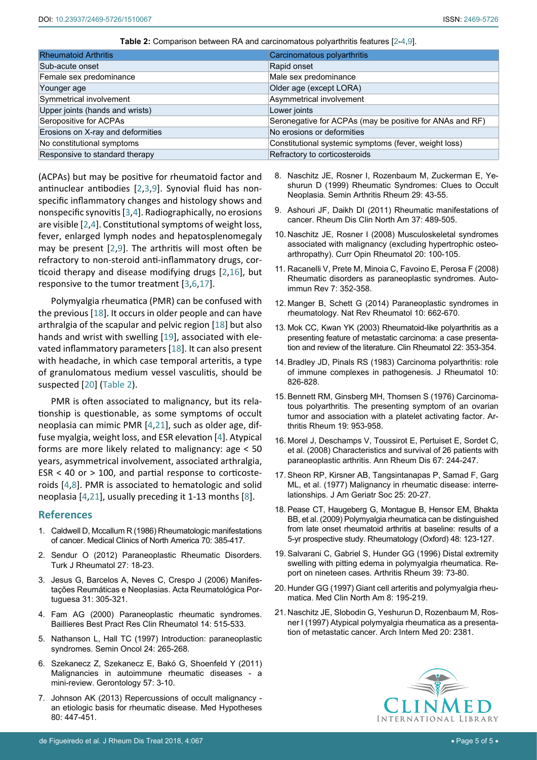**Table 2:** Comparison between RA and carcinomatous polyarthritis features [2-4,9].

| Rheumatoid Arthritis | Carcinomatous polyarthritis |
|---|---|
| Sub-acute onset | Rapid onset |
| Female sex predominance | Male sex predominance |
| Younger age | Older age (except LORA) |
| Symmetrical involvement | Asymmetrical involvement |
| Upper joints (hands and wrists) | Lower joints |
| Seropositive for ACPAs | Seronegative for ACPAs (may be positive for ANAs and RF) |
| Erosions on X-ray and deformities | No erosions or deformities |
| No constitutional symptoms | Constitutional systemic symptoms (fever, weight loss) |
| Responsive to standard therapy | Refractory to corticosteroids |

(ACPAs) but may be positive for rheumatoid factor and antinuclear antibodies [2,3,9]. Synovial fluid has non-specific inflammatory changes and histology shows and nonspecific synovitis [3,4]. Radiographically, no erosions are visible [2,4]. Constitutional symptoms of weight loss, fever, enlarged lymph nodes and hepatosplenomegaly may be present [2,9]. The arthritis will most often be refractory to non-steroid anti-inflammatory drugs, corticoid therapy and disease modifying drugs [2,16], but responsive to the tumor treatment [3,6,17].

Polymyalgia rheumatica (PMR) can be confused with the previous [18]. It occurs in older people and can have arthralgia of the scapular and pelvic region [18] but also hands and wrist with swelling [19], associated with elevated inflammatory parameters [18]. It can also present with headache, in which case temporal arteritis, a type of granulomatous medium vessel vasculitis, should be suspected [20] (Table 2).

PMR is often associated to malignancy, but its relationship is questionable, as some symptoms of occult neoplasia can mimic PMR [4,21], such as older age, diffuse myalgia, weight loss, and ESR elevation [4]. Atypical forms are more likely related to malignancy: age < 50 years, asymmetrical involvement, associated arthralgia, ESR < 40 or > 100, and partial response to corticosteroids [4,8]. PMR is associated to hematologic and solid neoplasia [4,21], usually preceding it 1-13 months [8].

## References

1. Caldwell D, Mccallum R (1986) Rheumatologic manifestations of cancer. Medical Clinics of North America 70: 385-417.
2. Sendur O (2012) Paraneoplastic Rheumatic Disorders. Turk J Rheumatol 27: 18-23.
3. Jesus G, Barcelos A, Neves C, Crespo J (2006) Manifestações Reumáticas e Neoplasias. Acta Reumatológica Portuguesa 31: 305-321.
4. Fam AG (2000) Paraneoplastic rheumatic syndromes. Baillieres Best Pract Res Clin Rheumatol 14: 515-533.
5. Nathanson L, Hall TC (1997) Introduction: paraneoplastic syndromes. Semin Oncol 24: 265-268.
6. Szekanecz Z, Szekanecz E, Bakó G, Shoenfeld Y (2011) Malignancies in autoimmune rheumatic diseases - a mini-review. Gerontology 57: 3-10.
7. Johnson AK (2013) Repercussions of occult malignancy - an etiologic basis for rheumatic disease. Med Hypotheses 80: 447-451.
8. Naschitz JE, Rosner I, Rozenbaum M, Zuckerman E, Yeshurun D (1999) Rheumatic Syndromes: Clues to Occult Neoplasia. Semin Arthritis Rheum 29: 43-55.
9. Ashouri JF, Daikh DI (2011) Rheumatic manifestations of cancer. Rheum Dis Clin North Am 37: 489-505.
10. Naschitz JE, Rosner I (2008) Musculoskeletal syndromes associated with malignancy (excluding hypertrophic osteoarthropathy). Curr Opin Rheumatol 20: 100-105.
11. Racanelli V, Prete M, Minoia C, Favoino E, Perosa F (2008) Rheumatic disorders as paraneoplastic syndromes. Autoimmun Rev 7: 352-358.
12. Manger B, Schett G (2014) Paraneoplastic syndromes in rheumatology. Nat Rev Rheumatol 10: 662-670.
13. Mok CC, Kwan YK (2003) Rheumatoid-like polyarthritis as a presenting feature of metastatic carcinoma: a case presentation and review of the literature. Clin Rheumatol 22: 353-354.
14. Bradley JD, Pinals RS (1983) Carcinoma polyarthritis: role of immune complexes in pathogenesis. J Rheumatol 10: 826-828.
15. Bennett RM, Ginsberg MH, Thomsen S (1976) Carcinomatous polyarthritis. The presenting symptom of an ovarian tumor and association with a platelet activating factor. Arthritis Rheum 19: 953-958.
16. Morel J, Deschamps V, Toussirot E, Pertuiset E, Sordet C, et al. (2008) Characteristics and survival of 26 patients with paraneoplastic arthritis. Ann Rheum Dis 67: 244-247.
17. Sheon RP, Kirsner AB, Tangsintanapas P, Samad F, Garg ML, et al. (1977) Malignancy in rheumatic disease: interrelationships. J Am Geriatr Soc 25: 20-27.
18. Pease CT, Haugeberg G, Montague B, Hensor EM, Bhakta BB, et al. (2009) Polymyalgia rheumatica can be distinguished from late onset rheumatoid arthritis at baseline: results of a 5-yr prospective study. Rheumatology (Oxford) 48: 123-127.
19. Salvarani C, Gabriel S, Hunder GG (1996) Distal extremity swelling with pitting edema in polymyalgia rheumatica. Report on nineteen cases. Arthritis Rheum 39: 73-80.
20. Hunder GG (1997) Giant cell arteritis and polymyalgia rheumatica. Med Clin North Am 8: 195-219.
21. Naschitz JE, Slobodin G, Yeshurun D, Rozenbaum M, Rosner I (1997) Atypical polymyalgia rheumatica as a presentation of metastatic cancer. Arch Intern Med 20: 2381.